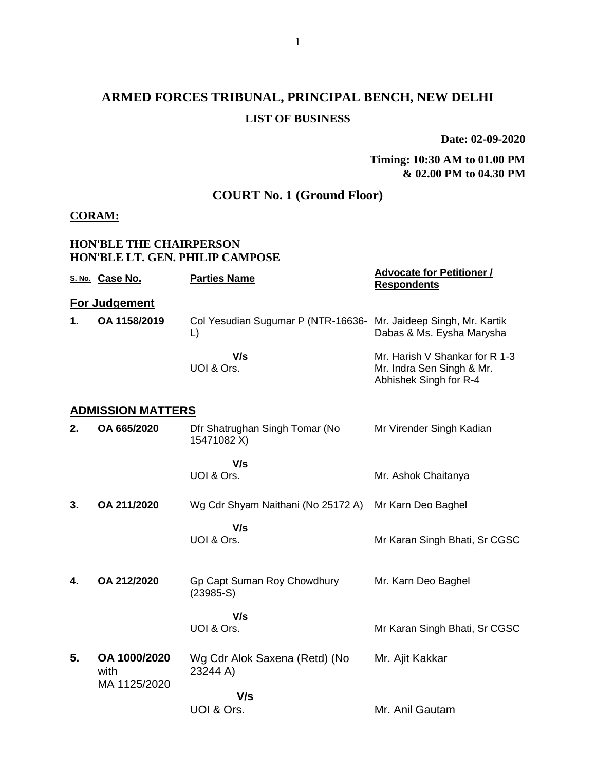# ARMED FORCES TRIBUNAL, PRINCIPAL BENCH, NEW DELHI

## LIST OF BUSINESS

**Date: 02-09-2020**

**Timing: 10:30 AM to 01.00 PM & 02.00 PM to 04.30 PM**

## COURT No. 1 (Ground Floor)

**CORAM:**

**HON'BLE THE CHAIRPERSON**
**HON'BLE LT. GEN. PHILIP CAMPOSE**

| S. No. | Case No. | Parties Name | Advocate for Petitioner / Respondents |
|---|---|---|---|
| **For Judgement** | | | |
| **1.** | **OA 1158/2019** | Col Yesudian Sugumar P (NTR-16636-L) | Mr. Jaideep Singh, Mr. Kartik Dabas & Ms. Eysha Marysha |
| | | **V/s** UOI & Ors. | Mr. Harish V Shankar for R 1-3 Mr. Indra Sen Singh & Mr. Abhishek Singh for R-4 |
| **ADMISSION MATTERS** | | | |
| **2.** | **OA 665/2020** | Dfr Shatrughan Singh Tomar (No 15471082 X) | Mr Virender Singh Kadian |
| | | **V/s** UOI & Ors. | Mr. Ashok Chaitanya |
| **3.** | **OA 211/2020** | Wg Cdr Shyam Naithani (No 25172 A) | Mr Karn Deo Baghel |
| | | **V/s** UOI & Ors. | Mr Karan Singh Bhati, Sr CGSC |
| **4.** | **OA 212/2020** | Gp Capt Suman Roy Chowdhury (23985-S) | Mr. Karn Deo Baghel |
| | | **V/s** UOI & Ors. | Mr Karan Singh Bhati, Sr CGSC |
| **5.** | **OA 1000/2020** with MA 1125/2020 | Wg Cdr Alok Saxena (Retd) (No 23244 A) | Mr. Ajit Kakkar |
| | | **V/s** UOI & Ors. | Mr. Anil Gautam |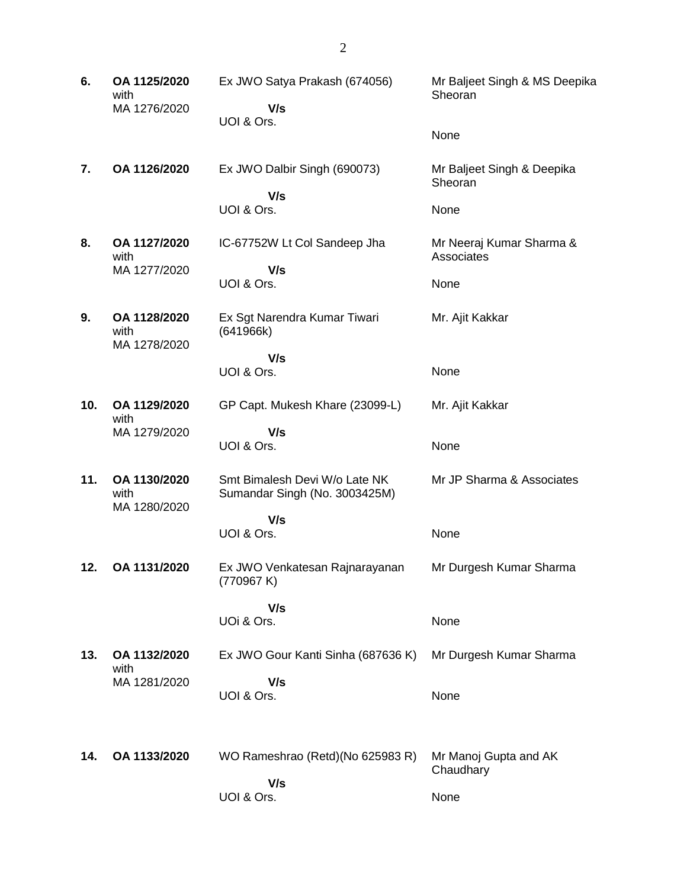| | | | |
|---|---|---|---|
| **6.** | **OA 1125/2020** with MA 1276/2020 | Ex JWO Satya Prakash (674056) **V/s** UOI & Ors. | Mr Baljeet Singh & MS Deepika Sheoran<br><br>None |
| **7.** | **OA 1126/2020** | Ex JWO Dalbir Singh (690073) **V/s** UOI & Ors. | Mr Baljeet Singh & Deepika Sheoran<br><br>None |
| **8.** | **OA 1127/2020** with MA 1277/2020 | IC-67752W Lt Col Sandeep Jha **V/s** UOI & Ors. | Mr Neeraj Kumar Sharma & Associates<br><br>None |
| **9.** | **OA 1128/2020** with MA 1278/2020 | Ex Sgt Narendra Kumar Tiwari (641966k) **V/s** UOI & Ors. | Mr. Ajit Kakkar<br><br>None |
| **10.** | **OA 1129/2020** with MA 1279/2020 | GP Capt. Mukesh Khare (23099-L) **V/s** UOI & Ors. | Mr. Ajit Kakkar<br><br>None |
| **11.** | **OA 1130/2020** with MA 1280/2020 | Smt Bimalesh Devi W/o Late NK Sumandar Singh (No. 3003425M) **V/s** UOI & Ors. | Mr JP Sharma & Associates<br><br>None |
| **12.** | **OA 1131/2020** | Ex JWO Venkatesan Rajnarayanan (770967 K) **V/s** UOi & Ors. | Mr Durgesh Kumar Sharma<br><br>None |
| **13.** | **OA 1132/2020** with MA 1281/2020 | Ex JWO Gour Kanti Sinha (687636 K) **V/s** UOI & Ors. | Mr Durgesh Kumar Sharma<br><br>None |
| **14.** | **OA 1133/2020** | WO Rameshrao (Retd)(No 625983 R) **V/s** UOI & Ors. | Mr Manoj Gupta and AK Chaudhary<br><br>None |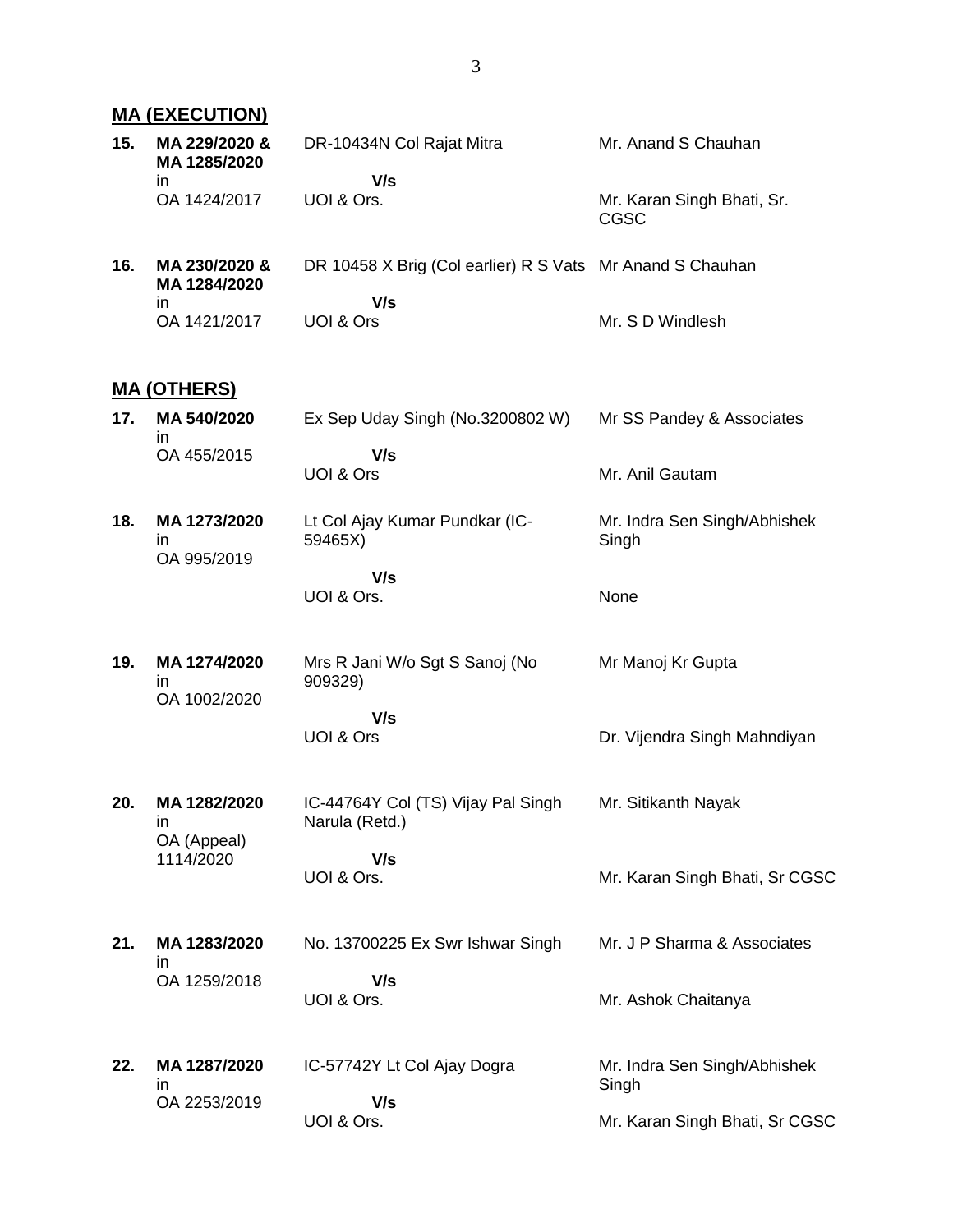## MA (EXECUTION)

| No. | Case No. | Parties | Counsel |
|---|---|---|---|
| 15. | MA 229/2020 & MA 1285/2020 in OA 1424/2017 | DR-10434N Col Rajat Mitra **V/s** UOI & Ors. | Mr. Anand S Chauhan / Mr. Karan Singh Bhati, Sr. CGSC |
| 16. | MA 230/2020 & MA 1284/2020 in OA 1421/2017 | DR 10458 X Brig (Col earlier) R S Vats **V/s** UOI & Ors | Mr Anand S Chauhan / Mr. S D Windlesh |

## MA (OTHERS)

| No. | Case No. | Parties | Counsel |
|---|---|---|---|
| 17. | MA 540/2020 in OA 455/2015 | Ex Sep Uday Singh (No.3200802 W) **V/s** UOI & Ors | Mr SS Pandey & Associates / Mr. Anil Gautam |
| 18. | MA 1273/2020 in OA 995/2019 | Lt Col Ajay Kumar Pundkar (IC-59465X) **V/s** UOI & Ors. | Mr. Indra Sen Singh/Abhishek Singh / None |
| 19. | MA 1274/2020 in OA 1002/2020 | Mrs R Jani W/o Sgt S Sanoj (No 909329) **V/s** UOI & Ors | Mr Manoj Kr Gupta / Dr. Vijendra Singh Mahndiyan |
| 20. | MA 1282/2020 in OA (Appeal) 1114/2020 | IC-44764Y Col (TS) Vijay Pal Singh Narula (Retd.) **V/s** UOI & Ors. | Mr. Sitikanth Nayak / Mr. Karan Singh Bhati, Sr CGSC |
| 21. | MA 1283/2020 in OA 1259/2018 | No. 13700225 Ex Swr Ishwar Singh **V/s** UOI & Ors. | Mr. J P Sharma & Associates / Mr. Ashok Chaitanya |
| 22. | MA 1287/2020 in OA 2253/2019 | IC-57742Y Lt Col Ajay Dogra **V/s** UOI & Ors. | Mr. Indra Sen Singh/Abhishek Singh / Mr. Karan Singh Bhati, Sr CGSC |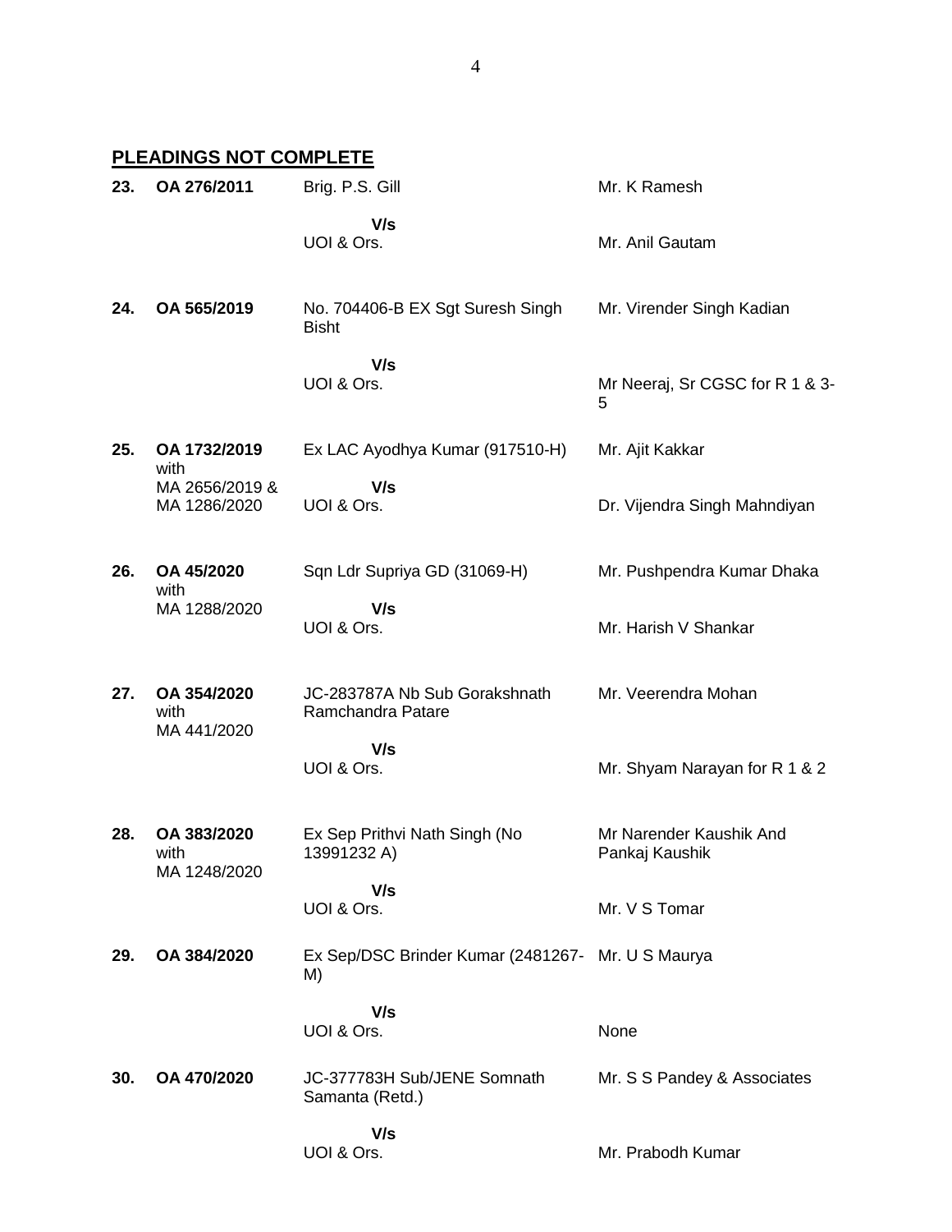## PLEADINGS NOT COMPLETE

| No. | Case No. | Parties | Counsel |
|---|---|---|---|
| **23.** | **OA 276/2011** | Brig. P.S. Gill | Mr. K Ramesh |
| | | **V/s** | |
| | | UOI & Ors. | Mr. Anil Gautam |
| **24.** | **OA 565/2019** | No. 704406-B EX Sgt Suresh Singh Bisht | Mr. Virender Singh Kadian |
| | | **V/s** | |
| | | UOI & Ors. | Mr Neeraj, Sr CGSC for R 1 & 3-5 |
| **25.** | **OA 1732/2019** with MA 2656/2019 & MA 1286/2020 | Ex LAC Ayodhya Kumar (917510-H) | Mr. Ajit Kakkar |
| | | **V/s** | |
| | | UOI & Ors. | Dr. Vijendra Singh Mahndiyan |
| **26.** | **OA 45/2020** with MA 1288/2020 | Sqn Ldr Supriya GD (31069-H) | Mr. Pushpendra Kumar Dhaka |
| | | **V/s** | |
| | | UOI & Ors. | Mr. Harish V Shankar |
| **27.** | **OA 354/2020** with MA 441/2020 | JC-283787A Nb Sub Gorakshnath Ramchandra Patare | Mr. Veerendra Mohan |
| | | **V/s** | |
| | | UOI & Ors. | Mr. Shyam Narayan for R 1 & 2 |
| **28.** | **OA 383/2020** with MA 1248/2020 | Ex Sep Prithvi Nath Singh (No 13991232 A) | Mr Narender Kaushik And Pankaj Kaushik |
| | | **V/s** | |
| | | UOI & Ors. | Mr. V S Tomar |
| **29.** | **OA 384/2020** | Ex Sep/DSC Brinder Kumar (2481267-M) | Mr. U S Maurya |
| | | **V/s** | |
| | | UOI & Ors. | None |
| **30.** | **OA 470/2020** | JC-377783H Sub/JENE Somnath Samanta (Retd.) | Mr. S S Pandey & Associates |
| | | **V/s** | |
| | | UOI & Ors. | Mr. Prabodh Kumar |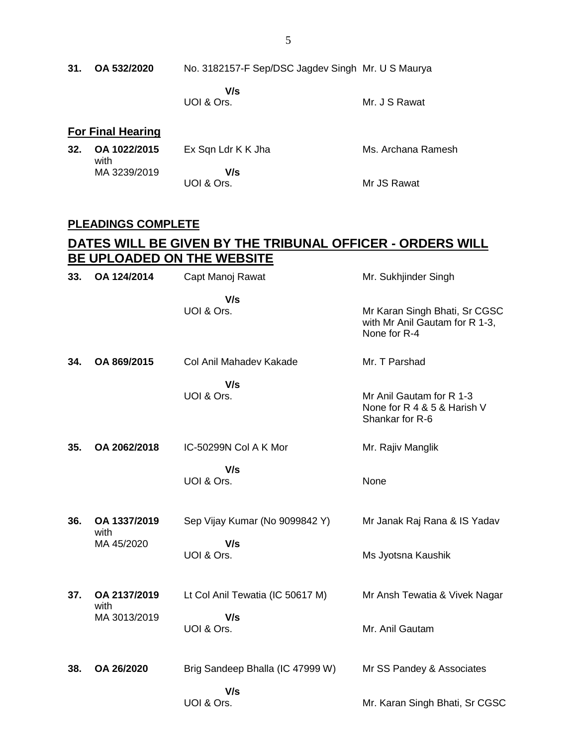| | | | |
|---|---|---|---|
| **31.** | **OA 532/2020** | No. 3182157-F Sep/DSC Jagdev Singh | Mr. U S Maurya |
| | | **V/s** | |
| | | UOI & Ors. | Mr. J S Rawat |

**For Final Hearing**

| | | | |
|---|---|---|---|
| **32.** | **OA 1022/2015** with MA 3239/2019 | Ex Sqn Ldr K K Jha | Ms. Archana Ramesh |
| | | **V/s** | |
| | | UOI & Ors. | Mr JS Rawat |

**PLEADINGS COMPLETE**

## DATES WILL BE GIVEN BY THE TRIBUNAL OFFICER - ORDERS WILL BE UPLOADED ON THE WEBSITE

| | | | |
|---|---|---|---|
| **33.** | **OA 124/2014** | Capt Manoj Rawat | Mr. Sukhjinder Singh |
| | | **V/s** | |
| | | UOI & Ors. | Mr Karan Singh Bhati, Sr CGSC with Mr Anil Gautam for R 1-3, None for R-4 |
| **34.** | **OA 869/2015** | Col Anil Mahadev Kakade | Mr. T Parshad |
| | | **V/s** | |
| | | UOI & Ors. | Mr Anil Gautam for R 1-3 None for R 4 & 5 & Harish V Shankar for R-6 |
| **35.** | **OA 2062/2018** | IC-50299N Col A K Mor | Mr. Rajiv Manglik |
| | | **V/s** | |
| | | UOI & Ors. | None |
| **36.** | **OA 1337/2019** with MA 45/2020 | Sep Vijay Kumar (No 9099842 Y) | Mr Janak Raj Rana & IS Yadav |
| | | **V/s** | |
| | | UOI & Ors. | Ms Jyotsna Kaushik |
| **37.** | **OA 2137/2019** with MA 3013/2019 | Lt Col Anil Tewatia (IC 50617 M) | Mr Ansh Tewatia & Vivek Nagar |
| | | **V/s** | |
| | | UOI & Ors. | Mr. Anil Gautam |
| **38.** | **OA 26/2020** | Brig Sandeep Bhalla (IC 47999 W) | Mr SS Pandey & Associates |
| | | **V/s** | |
| | | UOI & Ors. | Mr. Karan Singh Bhati, Sr CGSC |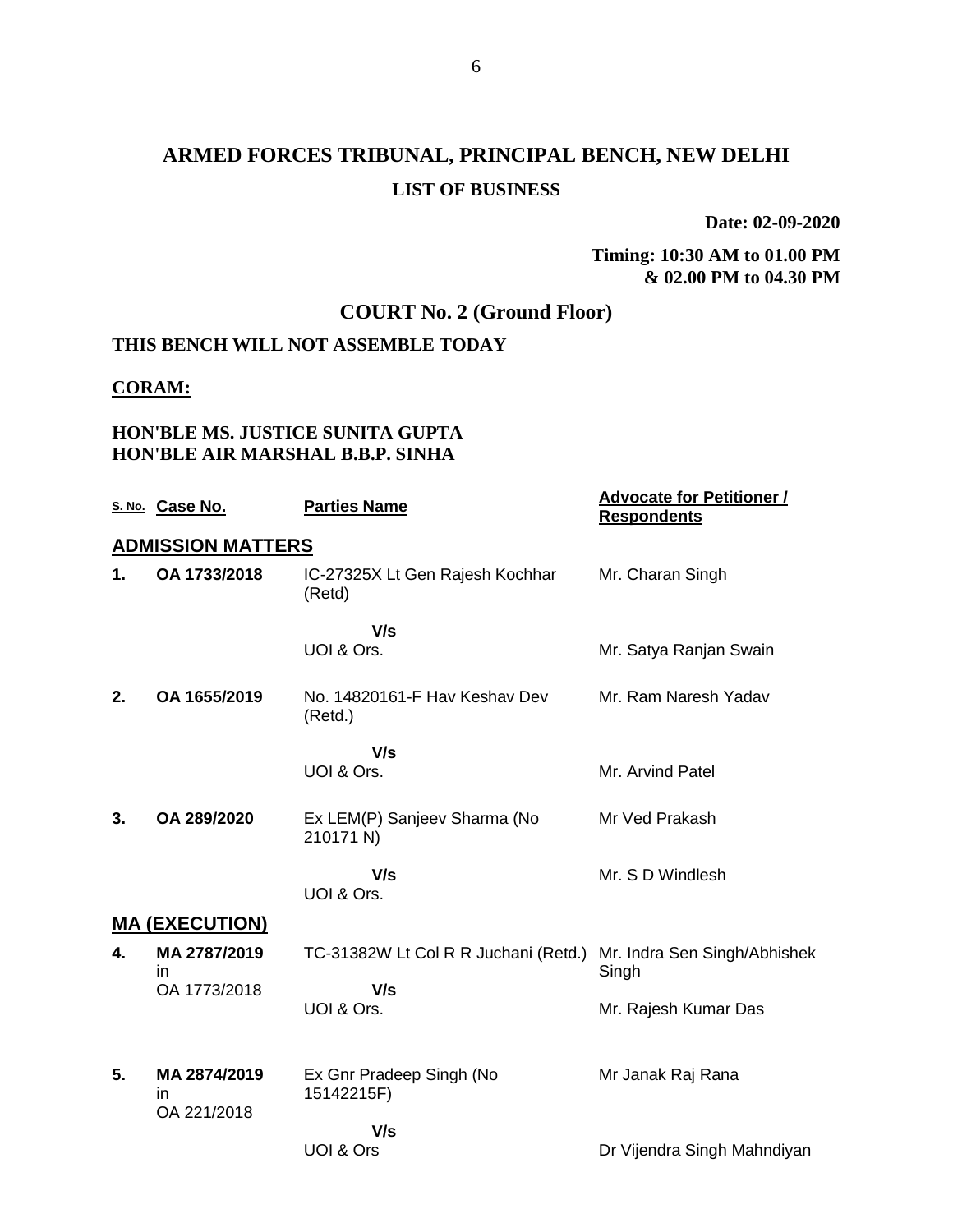# ARMED FORCES TRIBUNAL, PRINCIPAL BENCH, NEW DELHI

## LIST OF BUSINESS

**Date: 02-09-2020**

**Timing: 10:30 AM to 01.00 PM & 02.00 PM to 04.30 PM**

## COURT No. 2 (Ground Floor)

**THIS BENCH WILL NOT ASSEMBLE TODAY**

**CORAM:**

**HON'BLE MS. JUSTICE SUNITA GUPTA**
**HON'BLE AIR MARSHAL B.B.P. SINHA**

| S. No. | Case No. | Parties Name | Advocate for Petitioner / Respondents |
|---|---|---|---|
| **ADMISSION MATTERS** | | | |
| **1.** | **OA 1733/2018** | IC-27325X Lt Gen Rajesh Kochhar (Retd) | Mr. Charan Singh |
| | | **V/s** UOI & Ors. | Mr. Satya Ranjan Swain |
| **2.** | **OA 1655/2019** | No. 14820161-F Hav Keshav Dev (Retd.) | Mr. Ram Naresh Yadav |
| | | **V/s** UOI & Ors. | Mr. Arvind Patel |
| **3.** | **OA 289/2020** | Ex LEM(P) Sanjeev Sharma (No 210171 N) | Mr Ved Prakash |
| | | **V/s** UOI & Ors. | Mr. S D Windlesh |
| **MA (EXECUTION)** | | | |
| **4.** | **MA 2787/2019** in OA 1773/2018 | TC-31382W Lt Col R R Juchani (Retd.) | Mr. Indra Sen Singh/Abhishek Singh |
| | | **V/s** UOI & Ors. | Mr. Rajesh Kumar Das |
| **5.** | **MA 2874/2019** in OA 221/2018 | Ex Gnr Pradeep Singh (No 15142215F) | Mr Janak Raj Rana |
| | | **V/s** UOI & Ors | Dr Vijendra Singh Mahndiyan |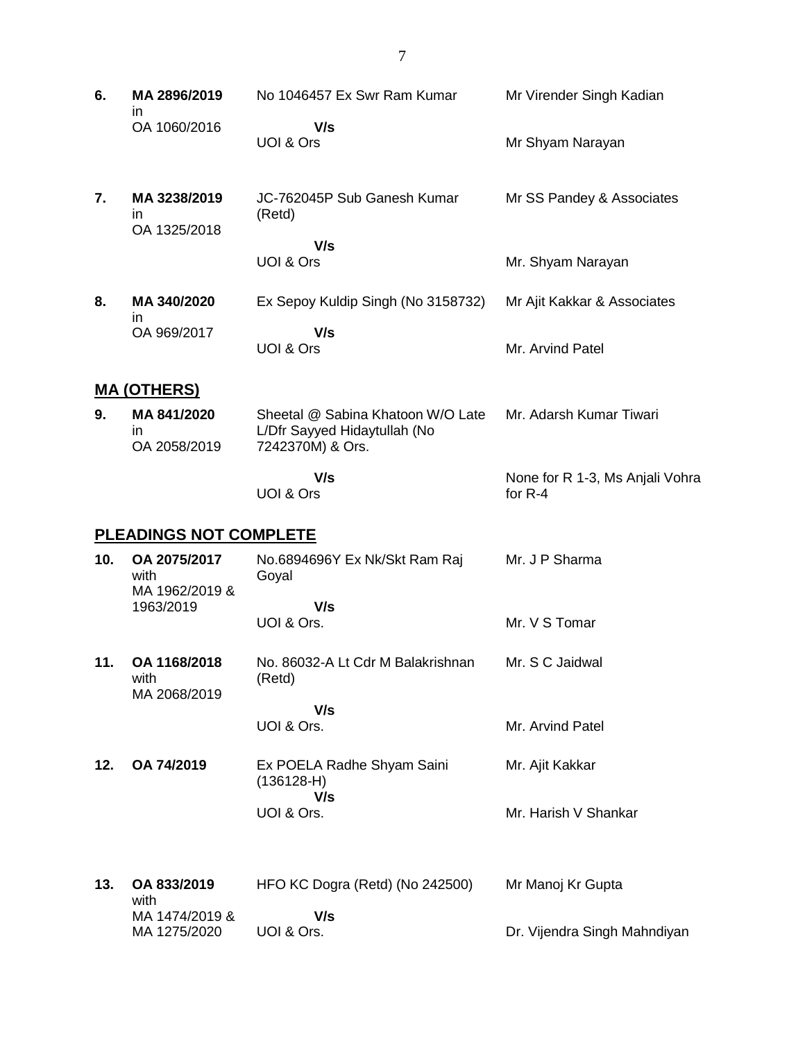| | | | |
|---|---|---|---|
| **6.** | **MA 2896/2019** in OA 1060/2016 | No 1046457 Ex Swr Ram Kumar **V/s** UOI & Ors | Mr Virender Singh Kadian<br><br>Mr Shyam Narayan |
| **7.** | **MA 3238/2019** in OA 1325/2018 | JC-762045P Sub Ganesh Kumar (Retd) **V/s** UOI & Ors | Mr SS Pandey & Associates<br><br>Mr. Shyam Narayan |
| **8.** | **MA 340/2020** in OA 969/2017 | Ex Sepoy Kuldip Singh (No 3158732) **V/s** UOI & Ors | Mr Ajit Kakkar & Associates<br><br>Mr. Arvind Patel |

## MA (OTHERS)

| | | | |
|---|---|---|---|
| **9.** | **MA 841/2020** in OA 2058/2019 | Sheetal @ Sabina Khatoon W/O Late L/Dfr Sayyed Hidaytullah (No 7242370M) & Ors. **V/s** UOI & Ors | Mr. Adarsh Kumar Tiwari<br><br>None for R 1-3, Ms Anjali Vohra for R-4 |

## PLEADINGS NOT COMPLETE

| | | | |
|---|---|---|---|
| **10.** | **OA 2075/2017** with MA 1962/2019 & 1963/2019 | No.6894696Y Ex Nk/Skt Ram Raj Goyal **V/s** UOI & Ors. | Mr. J P Sharma<br><br>Mr. V S Tomar |
| **11.** | **OA 1168/2018** with MA 2068/2019 | No. 86032-A Lt Cdr M Balakrishnan (Retd) **V/s** UOI & Ors. | Mr. S C Jaidwal<br><br>Mr. Arvind Patel |
| **12.** | **OA 74/2019** | Ex POELA Radhe Shyam Saini (136128-H) **V/s** UOI & Ors. | Mr. Ajit Kakkar<br><br>Mr. Harish V Shankar |
| **13.** | **OA 833/2019** with MA 1474/2019 & MA 1275/2020 | HFO KC Dogra (Retd) (No 242500) **V/s** UOI & Ors. | Mr Manoj Kr Gupta<br><br>Dr. Vijendra Singh Mahndiyan |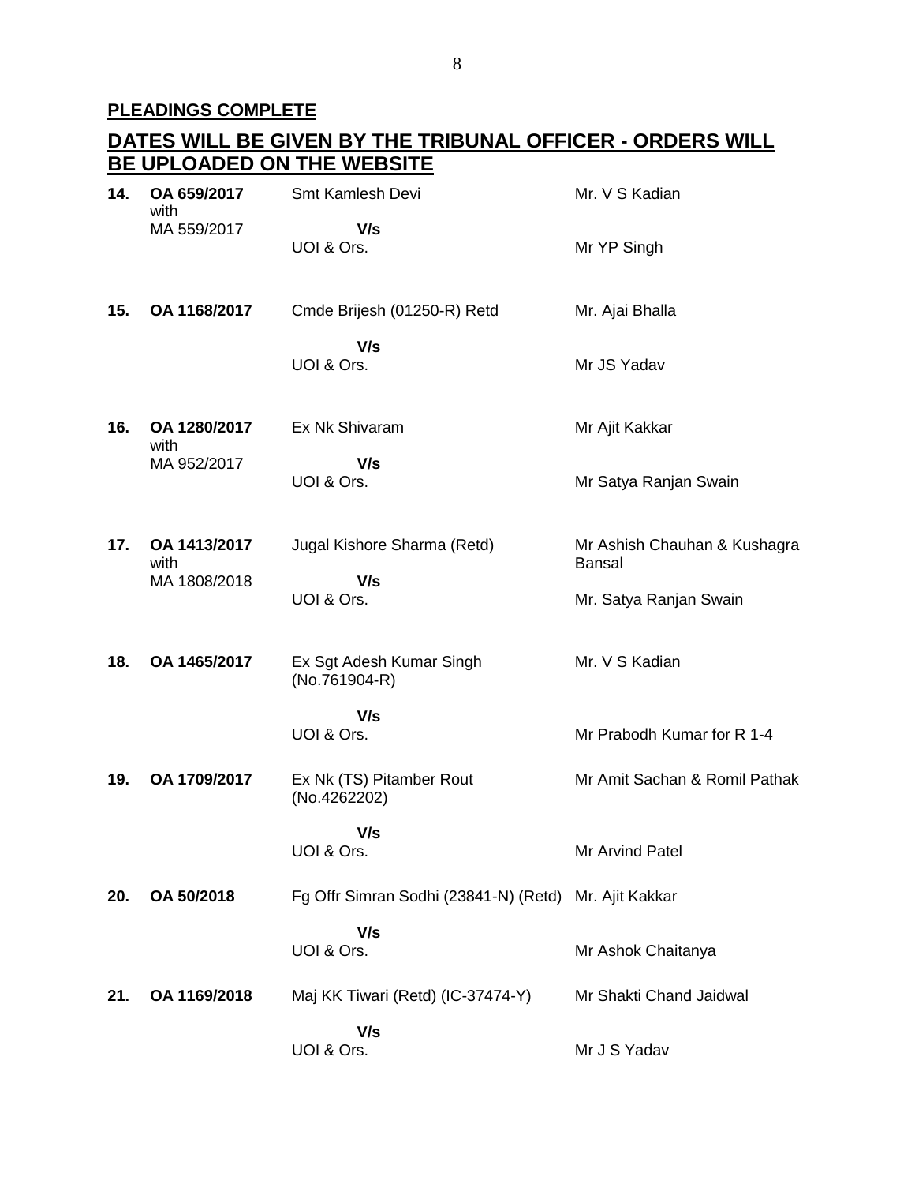**PLEADINGS COMPLETE**

**DATES WILL BE GIVEN BY THE TRIBUNAL OFFICER - ORDERS WILL BE UPLOADED ON THE WEBSITE**

| | | | |
|---|---|---|---|
| **14.** | **OA 659/2017** with MA 559/2017 | Smt Kamlesh Devi **V/s** UOI & Ors. | Mr. V S Kadian / Mr YP Singh |
| **15.** | **OA 1168/2017** | Cmde Brijesh (01250-R) Retd **V/s** UOI & Ors. | Mr. Ajai Bhalla / Mr JS Yadav |
| **16.** | **OA 1280/2017** with MA 952/2017 | Ex Nk Shivaram **V/s** UOI & Ors. | Mr Ajit Kakkar / Mr Satya Ranjan Swain |
| **17.** | **OA 1413/2017** with MA 1808/2018 | Jugal Kishore Sharma (Retd) **V/s** UOI & Ors. | Mr Ashish Chauhan & Kushagra Bansal / Mr. Satya Ranjan Swain |
| **18.** | **OA 1465/2017** | Ex Sgt Adesh Kumar Singh (No.761904-R) **V/s** UOI & Ors. | Mr. V S Kadian / Mr Prabodh Kumar for R 1-4 |
| **19.** | **OA 1709/2017** | Ex Nk (TS) Pitamber Rout (No.4262202) **V/s** UOI & Ors. | Mr Amit Sachan & Romil Pathak / Mr Arvind Patel |
| **20.** | **OA 50/2018** | Fg Offr Simran Sodhi (23841-N) (Retd) **V/s** UOI & Ors. | Mr. Ajit Kakkar / Mr Ashok Chaitanya |
| **21.** | **OA 1169/2018** | Maj KK Tiwari (Retd) (IC-37474-Y) **V/s** UOI & Ors. | Mr Shakti Chand Jaidwal / Mr J S Yadav |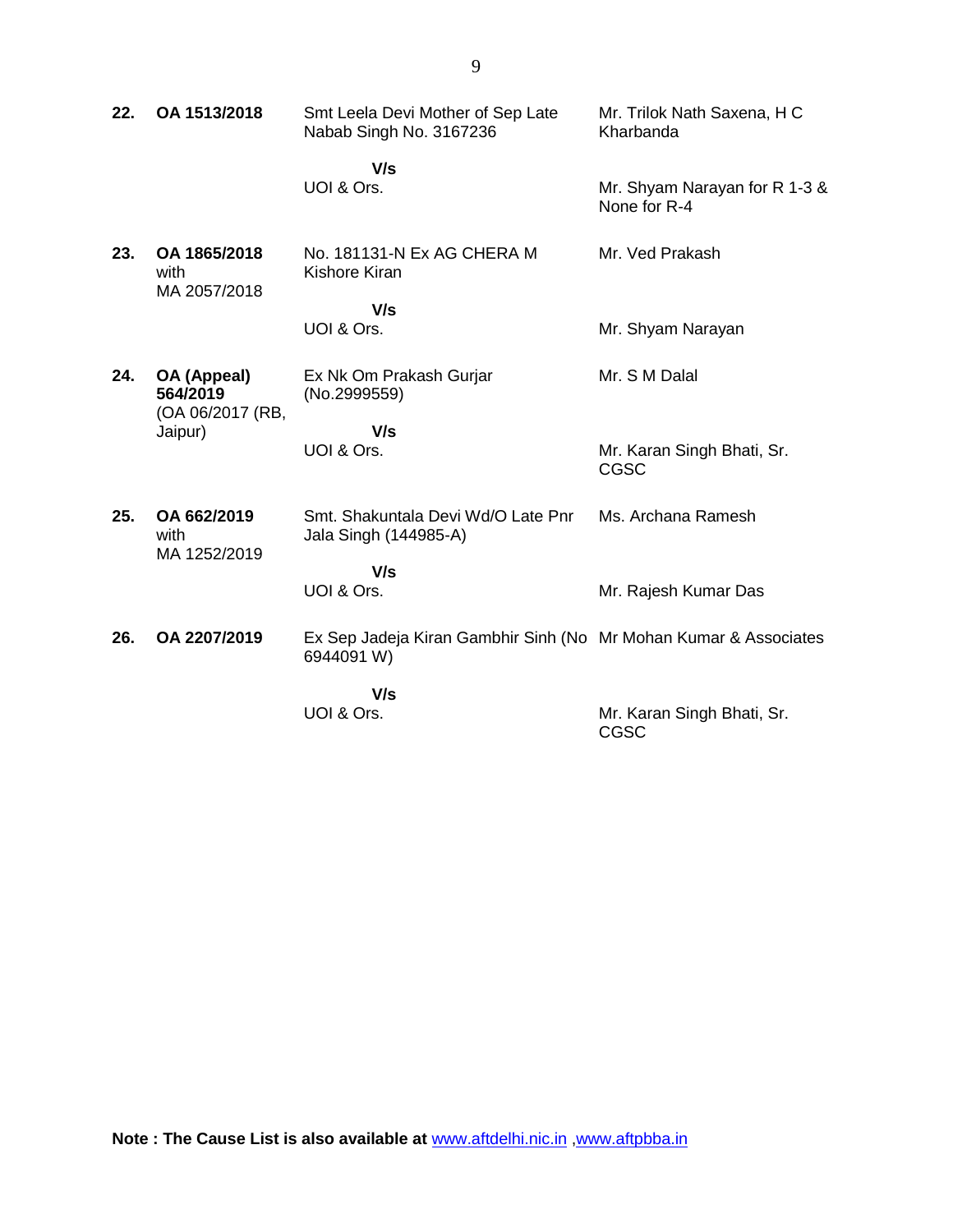| | | | |
|---|---|---|---|
| **22.** | **OA 1513/2018** | Smt Leela Devi Mother of Sep Late Nabab Singh No. 3167236<br><br>**V/s**<br>UOI & Ors. | Mr. Trilok Nath Saxena, H C Kharbanda<br><br>Mr. Shyam Narayan for R 1-3 & None for R-4 |
| **23.** | **OA 1865/2018** with MA 2057/2018 | No. 181131-N Ex AG CHERA M Kishore Kiran<br><br>**V/s**<br>UOI & Ors. | Mr. Ved Prakash<br><br>Mr. Shyam Narayan |
| **24.** | **OA (Appeal) 564/2019** (OA 06/2017 (RB, Jaipur) | Ex Nk Om Prakash Gurjar (No.2999559)<br><br>**V/s**<br>UOI & Ors. | Mr. S M Dalal<br><br>Mr. Karan Singh Bhati, Sr. CGSC |
| **25.** | **OA 662/2019** with MA 1252/2019 | Smt. Shakuntala Devi Wd/O Late Pnr Jala Singh (144985-A)<br><br>**V/s**<br>UOI & Ors. | Ms. Archana Ramesh<br><br>Mr. Rajesh Kumar Das |
| **26.** | **OA 2207/2019** | Ex Sep Jadeja Kiran Gambhir Sinh (No 6944091 W)<br><br>**V/s**<br>UOI & Ors. | Mr Mohan Kumar & Associates<br><br>Mr. Karan Singh Bhati, Sr. CGSC |

**Note : The Cause List is also available at** www.aftdelhi.nic.in ,www.aftpbba.in